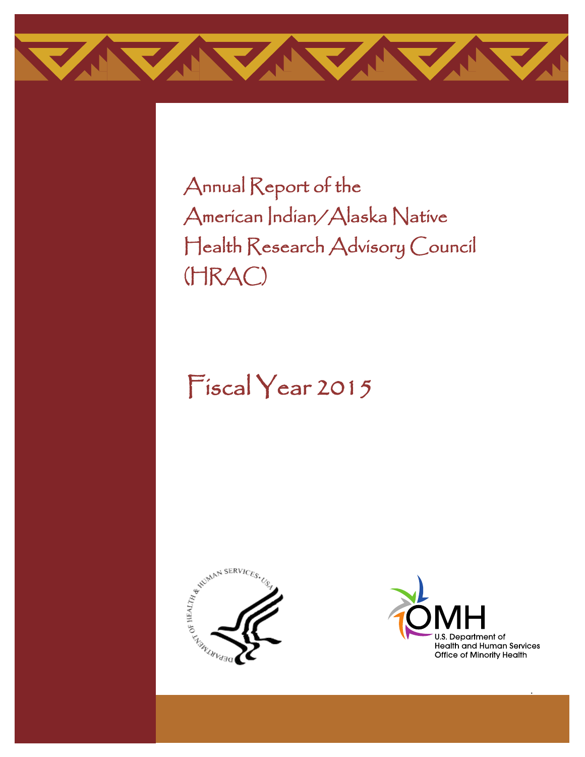# Annual Report of the American Indian/Alaska Native Health Research Advisory Council (HRAC)

## Fiscal Year 2015

U.S. Department of Health and Human Services
Office of Minority Health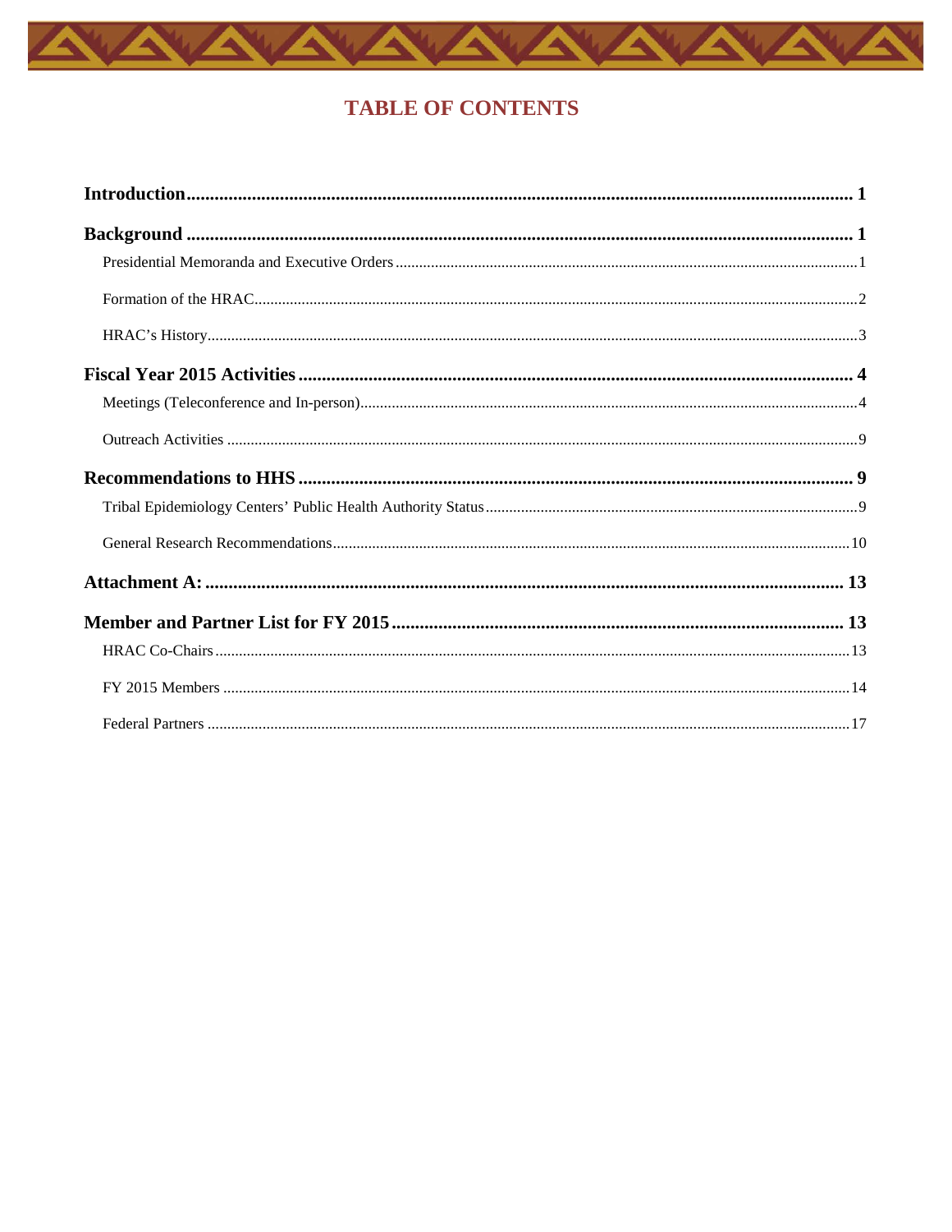# TABLE OF CONTENTS

**Introduction** .......... **1**

**Background** .......... **1**

- Presidential Memoranda and Executive Orders .......... 1
- Formation of the HRAC .......... 2
- HRAC's History .......... 3

**Fiscal Year 2015 Activities** .......... **4**

- Meetings (Teleconference and In-person) .......... 4
- Outreach Activities .......... 9

**Recommendations to HHS** .......... **9**

- Tribal Epidemiology Centers' Public Health Authority Status .......... 9
- General Research Recommendations .......... 10

**Attachment A:** .......... **13**

**Member and Partner List for FY 2015** .......... **13**

- HRAC Co-Chairs .......... 13
- FY 2015 Members .......... 14
- Federal Partners .......... 17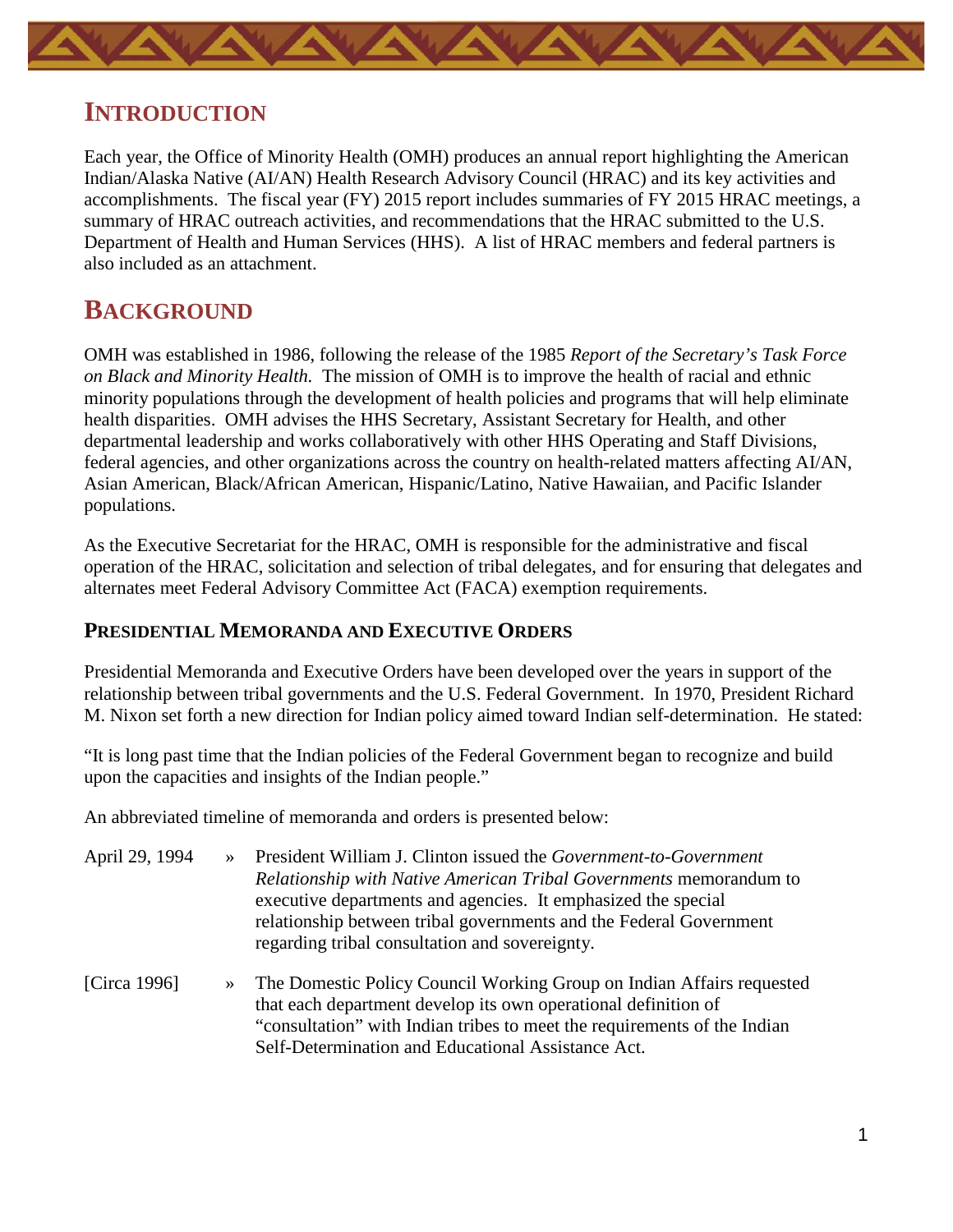## INTRODUCTION

Each year, the Office of Minority Health (OMH) produces an annual report highlighting the American Indian/Alaska Native (AI/AN) Health Research Advisory Council (HRAC) and its key activities and accomplishments. The fiscal year (FY) 2015 report includes summaries of FY 2015 HRAC meetings, a summary of HRAC outreach activities, and recommendations that the HRAC submitted to the U.S. Department of Health and Human Services (HHS). A list of HRAC members and federal partners is also included as an attachment.

## BACKGROUND

OMH was established in 1986, following the release of the 1985 *Report of the Secretary's Task Force on Black and Minority Health.* The mission of OMH is to improve the health of racial and ethnic minority populations through the development of health policies and programs that will help eliminate health disparities. OMH advises the HHS Secretary, Assistant Secretary for Health, and other departmental leadership and works collaboratively with other HHS Operating and Staff Divisions, federal agencies, and other organizations across the country on health-related matters affecting AI/AN, Asian American, Black/African American, Hispanic/Latino, Native Hawaiian, and Pacific Islander populations.

As the Executive Secretariat for the HRAC, OMH is responsible for the administrative and fiscal operation of the HRAC, solicitation and selection of tribal delegates, and for ensuring that delegates and alternates meet Federal Advisory Committee Act (FACA) exemption requirements.

### PRESIDENTIAL MEMORANDA AND EXECUTIVE ORDERS

Presidential Memoranda and Executive Orders have been developed over the years in support of the relationship between tribal governments and the U.S. Federal Government. In 1970, President Richard M. Nixon set forth a new direction for Indian policy aimed toward Indian self-determination. He stated:

"It is long past time that the Indian policies of the Federal Government began to recognize and build upon the capacities and insights of the Indian people."

An abbreviated timeline of memoranda and orders is presented below:

- April 29, 1994 » President William J. Clinton issued the *Government-to-Government Relationship with Native American Tribal Governments* memorandum to executive departments and agencies. It emphasized the special relationship between tribal governments and the Federal Government regarding tribal consultation and sovereignty.
- [Circa 1996] » The Domestic Policy Council Working Group on Indian Affairs requested that each department develop its own operational definition of "consultation" with Indian tribes to meet the requirements of the Indian Self-Determination and Educational Assistance Act.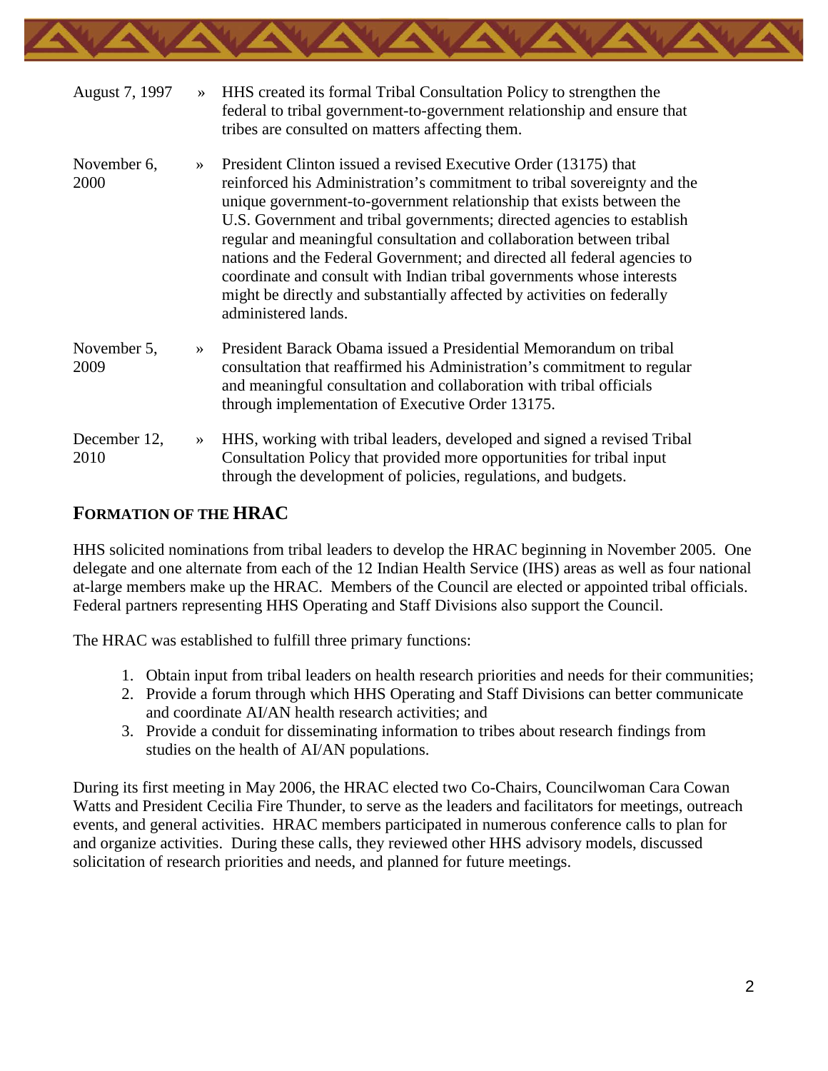August 7, 1997 » HHS created its formal Tribal Consultation Policy to strengthen the federal to tribal government-to-government relationship and ensure that tribes are consulted on matters affecting them.

November 6, 2000 » President Clinton issued a revised Executive Order (13175) that reinforced his Administration's commitment to tribal sovereignty and the unique government-to-government relationship that exists between the U.S. Government and tribal governments; directed agencies to establish regular and meaningful consultation and collaboration between tribal nations and the Federal Government; and directed all federal agencies to coordinate and consult with Indian tribal governments whose interests might be directly and substantially affected by activities on federally administered lands.

November 5, 2009 » President Barack Obama issued a Presidential Memorandum on tribal consultation that reaffirmed his Administration's commitment to regular and meaningful consultation and collaboration with tribal officials through implementation of Executive Order 13175.

December 12, 2010 » HHS, working with tribal leaders, developed and signed a revised Tribal Consultation Policy that provided more opportunities for tribal input through the development of policies, regulations, and budgets.

## FORMATION OF THE HRAC

HHS solicited nominations from tribal leaders to develop the HRAC beginning in November 2005. One delegate and one alternate from each of the 12 Indian Health Service (IHS) areas as well as four national at-large members make up the HRAC. Members of the Council are elected or appointed tribal officials. Federal partners representing HHS Operating and Staff Divisions also support the Council.

The HRAC was established to fulfill three primary functions:

1. Obtain input from tribal leaders on health research priorities and needs for their communities;
2. Provide a forum through which HHS Operating and Staff Divisions can better communicate and coordinate AI/AN health research activities; and
3. Provide a conduit for disseminating information to tribes about research findings from studies on the health of AI/AN populations.

During its first meeting in May 2006, the HRAC elected two Co-Chairs, Councilwoman Cara Cowan Watts and President Cecilia Fire Thunder, to serve as the leaders and facilitators for meetings, outreach events, and general activities. HRAC members participated in numerous conference calls to plan for and organize activities. During these calls, they reviewed other HHS advisory models, discussed solicitation of research priorities and needs, and planned for future meetings.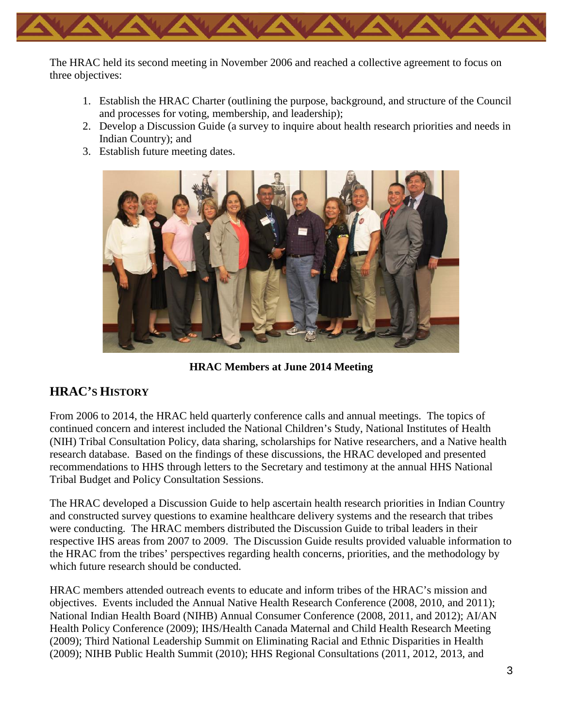The HRAC held its second meeting in November 2006 and reached a collective agreement to focus on three objectives:

1. Establish the HRAC Charter (outlining the purpose, background, and structure of the Council and processes for voting, membership, and leadership);
2. Develop a Discussion Guide (a survey to inquire about health research priorities and needs in Indian Country); and
3. Establish future meeting dates.

**HRAC Members at June 2014 Meeting**

## HRAC's History

From 2006 to 2014, the HRAC held quarterly conference calls and annual meetings. The topics of continued concern and interest included the National Children's Study, National Institutes of Health (NIH) Tribal Consultation Policy, data sharing, scholarships for Native researchers, and a Native health research database. Based on the findings of these discussions, the HRAC developed and presented recommendations to HHS through letters to the Secretary and testimony at the annual HHS National Tribal Budget and Policy Consultation Sessions.

The HRAC developed a Discussion Guide to help ascertain health research priorities in Indian Country and constructed survey questions to examine healthcare delivery systems and the research that tribes were conducting. The HRAC members distributed the Discussion Guide to tribal leaders in their respective IHS areas from 2007 to 2009. The Discussion Guide results provided valuable information to the HRAC from the tribes' perspectives regarding health concerns, priorities, and the methodology by which future research should be conducted.

HRAC members attended outreach events to educate and inform tribes of the HRAC's mission and objectives. Events included the Annual Native Health Research Conference (2008, 2010, and 2011); National Indian Health Board (NIHB) Annual Consumer Conference (2008, 2011, and 2012); AI/AN Health Policy Conference (2009); IHS/Health Canada Maternal and Child Health Research Meeting (2009); Third National Leadership Summit on Eliminating Racial and Ethnic Disparities in Health (2009); NIHB Public Health Summit (2010); HHS Regional Consultations (2011, 2012, 2013, and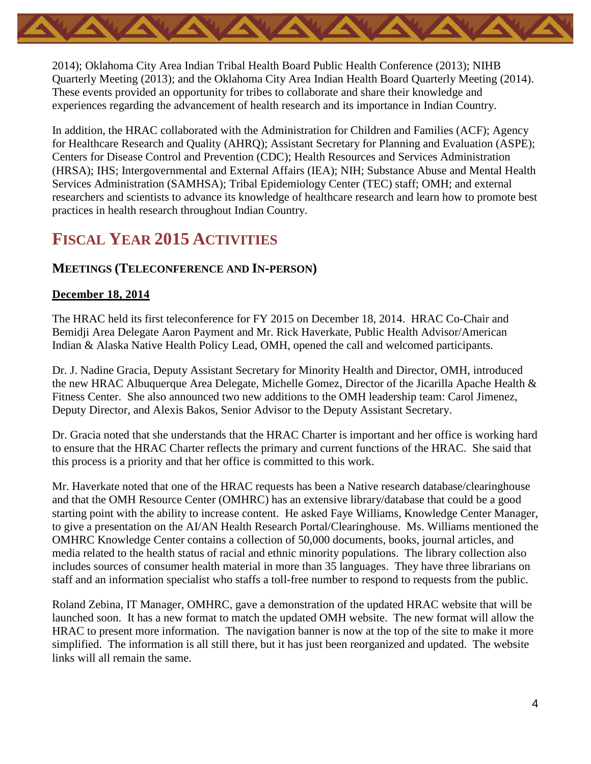2014); Oklahoma City Area Indian Tribal Health Board Public Health Conference (2013); NIHB Quarterly Meeting (2013); and the Oklahoma City Area Indian Health Board Quarterly Meeting (2014). These events provided an opportunity for tribes to collaborate and share their knowledge and experiences regarding the advancement of health research and its importance in Indian Country.

In addition, the HRAC collaborated with the Administration for Children and Families (ACF); Agency for Healthcare Research and Quality (AHRQ); Assistant Secretary for Planning and Evaluation (ASPE); Centers for Disease Control and Prevention (CDC); Health Resources and Services Administration (HRSA); IHS; Intergovernmental and External Affairs (IEA); NIH; Substance Abuse and Mental Health Services Administration (SAMHSA); Tribal Epidemiology Center (TEC) staff; OMH; and external researchers and scientists to advance its knowledge of healthcare research and learn how to promote best practices in health research throughout Indian Country.

# FISCAL YEAR 2015 ACTIVITIES

## MEETINGS (TELECONFERENCE AND IN-PERSON)

### December 18, 2014

The HRAC held its first teleconference for FY 2015 on December 18, 2014. HRAC Co-Chair and Bemidji Area Delegate Aaron Payment and Mr. Rick Haverkate, Public Health Advisor/American Indian & Alaska Native Health Policy Lead, OMH, opened the call and welcomed participants.

Dr. J. Nadine Gracia, Deputy Assistant Secretary for Minority Health and Director, OMH, introduced the new HRAC Albuquerque Area Delegate, Michelle Gomez, Director of the Jicarilla Apache Health & Fitness Center. She also announced two new additions to the OMH leadership team: Carol Jimenez, Deputy Director, and Alexis Bakos, Senior Advisor to the Deputy Assistant Secretary.

Dr. Gracia noted that she understands that the HRAC Charter is important and her office is working hard to ensure that the HRAC Charter reflects the primary and current functions of the HRAC. She said that this process is a priority and that her office is committed to this work.

Mr. Haverkate noted that one of the HRAC requests has been a Native research database/clearinghouse and that the OMH Resource Center (OMHRC) has an extensive library/database that could be a good starting point with the ability to increase content. He asked Faye Williams, Knowledge Center Manager, to give a presentation on the AI/AN Health Research Portal/Clearinghouse. Ms. Williams mentioned the OMHRC Knowledge Center contains a collection of 50,000 documents, books, journal articles, and media related to the health status of racial and ethnic minority populations. The library collection also includes sources of consumer health material in more than 35 languages. They have three librarians on staff and an information specialist who staffs a toll-free number to respond to requests from the public.

Roland Zebina, IT Manager, OMHRC, gave a demonstration of the updated HRAC website that will be launched soon. It has a new format to match the updated OMH website. The new format will allow the HRAC to present more information. The navigation banner is now at the top of the site to make it more simplified. The information is all still there, but it has just been reorganized and updated. The website links will all remain the same.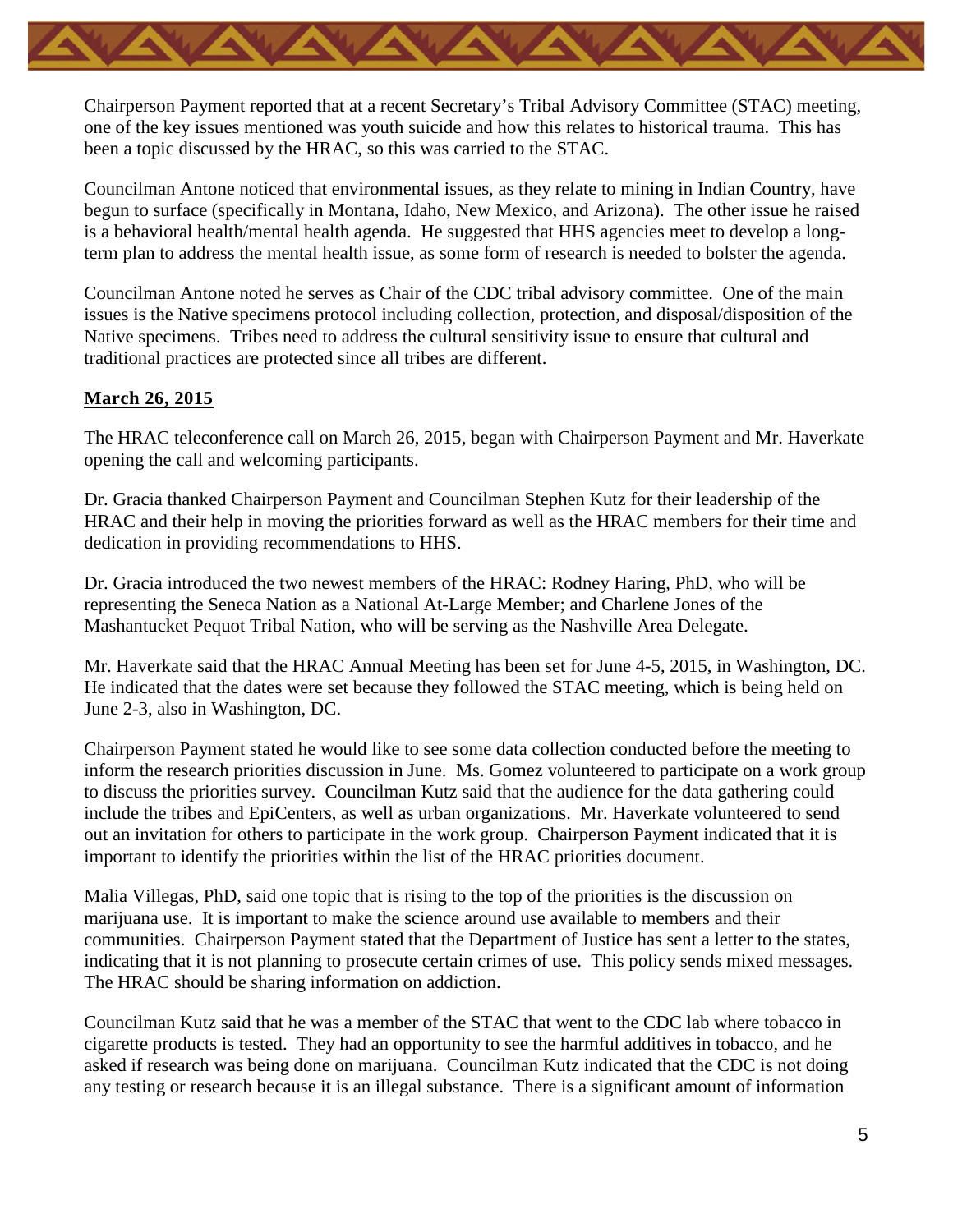Chairperson Payment reported that at a recent Secretary's Tribal Advisory Committee (STAC) meeting, one of the key issues mentioned was youth suicide and how this relates to historical trauma. This has been a topic discussed by the HRAC, so this was carried to the STAC.

Councilman Antone noticed that environmental issues, as they relate to mining in Indian Country, have begun to surface (specifically in Montana, Idaho, New Mexico, and Arizona). The other issue he raised is a behavioral health/mental health agenda. He suggested that HHS agencies meet to develop a long-term plan to address the mental health issue, as some form of research is needed to bolster the agenda.

Councilman Antone noted he serves as Chair of the CDC tribal advisory committee. One of the main issues is the Native specimens protocol including collection, protection, and disposal/disposition of the Native specimens. Tribes need to address the cultural sensitivity issue to ensure that cultural and traditional practices are protected since all tribes are different.

**March 26, 2015**

The HRAC teleconference call on March 26, 2015, began with Chairperson Payment and Mr. Haverkate opening the call and welcoming participants.

Dr. Gracia thanked Chairperson Payment and Councilman Stephen Kutz for their leadership of the HRAC and their help in moving the priorities forward as well as the HRAC members for their time and dedication in providing recommendations to HHS.

Dr. Gracia introduced the two newest members of the HRAC: Rodney Haring, PhD, who will be representing the Seneca Nation as a National At-Large Member; and Charlene Jones of the Mashantucket Pequot Tribal Nation, who will be serving as the Nashville Area Delegate.

Mr. Haverkate said that the HRAC Annual Meeting has been set for June 4-5, 2015, in Washington, DC. He indicated that the dates were set because they followed the STAC meeting, which is being held on June 2-3, also in Washington, DC.

Chairperson Payment stated he would like to see some data collection conducted before the meeting to inform the research priorities discussion in June. Ms. Gomez volunteered to participate on a work group to discuss the priorities survey. Councilman Kutz said that the audience for the data gathering could include the tribes and EpiCenters, as well as urban organizations. Mr. Haverkate volunteered to send out an invitation for others to participate in the work group. Chairperson Payment indicated that it is important to identify the priorities within the list of the HRAC priorities document.

Malia Villegas, PhD, said one topic that is rising to the top of the priorities is the discussion on marijuana use. It is important to make the science around use available to members and their communities. Chairperson Payment stated that the Department of Justice has sent a letter to the states, indicating that it is not planning to prosecute certain crimes of use. This policy sends mixed messages. The HRAC should be sharing information on addiction.

Councilman Kutz said that he was a member of the STAC that went to the CDC lab where tobacco in cigarette products is tested. They had an opportunity to see the harmful additives in tobacco, and he asked if research was being done on marijuana. Councilman Kutz indicated that the CDC is not doing any testing or research because it is an illegal substance. There is a significant amount of information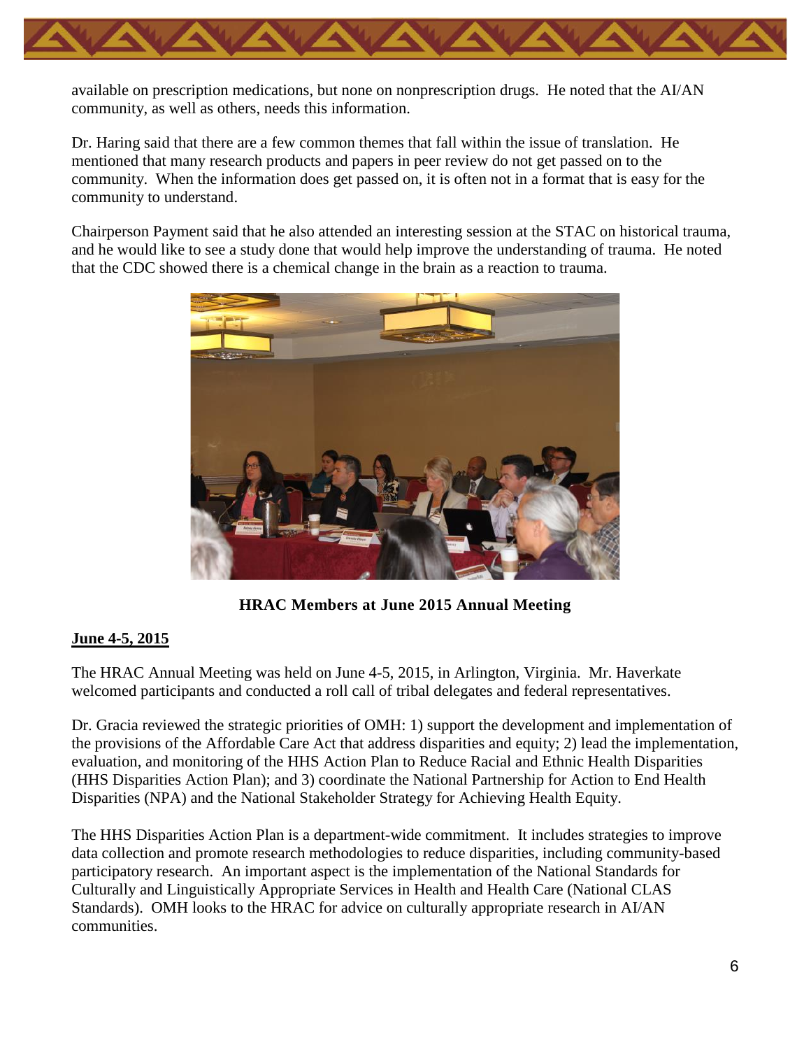available on prescription medications, but none on nonprescription drugs. He noted that the AI/AN community, as well as others, needs this information.

Dr. Haring said that there are a few common themes that fall within the issue of translation. He mentioned that many research products and papers in peer review do not get passed on to the community. When the information does get passed on, it is often not in a format that is easy for the community to understand.

Chairperson Payment said that he also attended an interesting session at the STAC on historical trauma, and he would like to see a study done that would help improve the understanding of trauma. He noted that the CDC showed there is a chemical change in the brain as a reaction to trauma.

**HRAC Members at June 2015 Annual Meeting**

**June 4-5, 2015**

The HRAC Annual Meeting was held on June 4-5, 2015, in Arlington, Virginia. Mr. Haverkate welcomed participants and conducted a roll call of tribal delegates and federal representatives.

Dr. Gracia reviewed the strategic priorities of OMH: 1) support the development and implementation of the provisions of the Affordable Care Act that address disparities and equity; 2) lead the implementation, evaluation, and monitoring of the HHS Action Plan to Reduce Racial and Ethnic Health Disparities (HHS Disparities Action Plan); and 3) coordinate the National Partnership for Action to End Health Disparities (NPA) and the National Stakeholder Strategy for Achieving Health Equity.

The HHS Disparities Action Plan is a department-wide commitment. It includes strategies to improve data collection and promote research methodologies to reduce disparities, including community-based participatory research. An important aspect is the implementation of the National Standards for Culturally and Linguistically Appropriate Services in Health and Health Care (National CLAS Standards). OMH looks to the HRAC for advice on culturally appropriate research in AI/AN communities.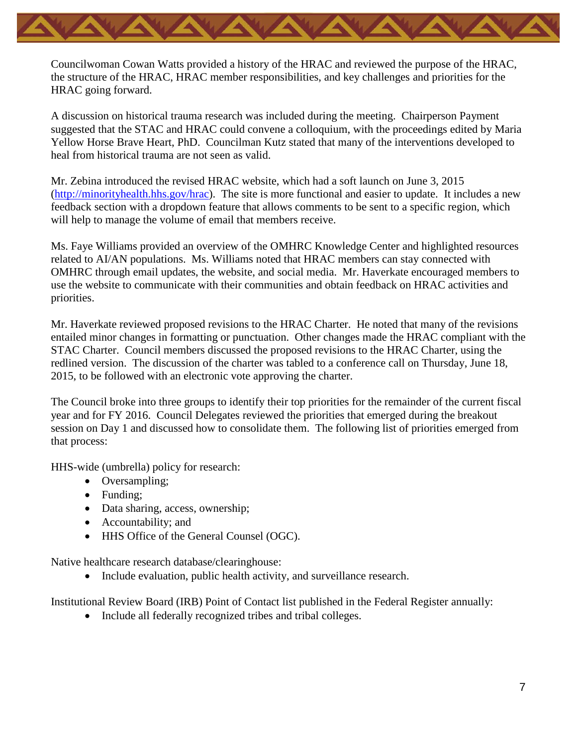Councilwoman Cowan Watts provided a history of the HRAC and reviewed the purpose of the HRAC, the structure of the HRAC, HRAC member responsibilities, and key challenges and priorities for the HRAC going forward.

A discussion on historical trauma research was included during the meeting. Chairperson Payment suggested that the STAC and HRAC could convene a colloquium, with the proceedings edited by Maria Yellow Horse Brave Heart, PhD. Councilman Kutz stated that many of the interventions developed to heal from historical trauma are not seen as valid.

Mr. Zebina introduced the revised HRAC website, which had a soft launch on June 3, 2015 ([http://minorityhealth.hhs.gov/hrac](http://minorityhealth.hhs.gov/hrac)). The site is more functional and easier to update. It includes a new feedback section with a dropdown feature that allows comments to be sent to a specific region, which will help to manage the volume of email that members receive.

Ms. Faye Williams provided an overview of the OMHRC Knowledge Center and highlighted resources related to AI/AN populations. Ms. Williams noted that HRAC members can stay connected with OMHRC through email updates, the website, and social media. Mr. Haverkate encouraged members to use the website to communicate with their communities and obtain feedback on HRAC activities and priorities.

Mr. Haverkate reviewed proposed revisions to the HRAC Charter. He noted that many of the revisions entailed minor changes in formatting or punctuation. Other changes made the HRAC compliant with the STAC Charter. Council members discussed the proposed revisions to the HRAC Charter, using the redlined version. The discussion of the charter was tabled to a conference call on Thursday, June 18, 2015, to be followed with an electronic vote approving the charter.

The Council broke into three groups to identify their top priorities for the remainder of the current fiscal year and for FY 2016. Council Delegates reviewed the priorities that emerged during the breakout session on Day 1 and discussed how to consolidate them. The following list of priorities emerged from that process:

HHS-wide (umbrella) policy for research:

- Oversampling;
- Funding;
- Data sharing, access, ownership;
- Accountability; and
- HHS Office of the General Counsel (OGC).

Native healthcare research database/clearinghouse:

- Include evaluation, public health activity, and surveillance research.

Institutional Review Board (IRB) Point of Contact list published in the Federal Register annually:

- Include all federally recognized tribes and tribal colleges.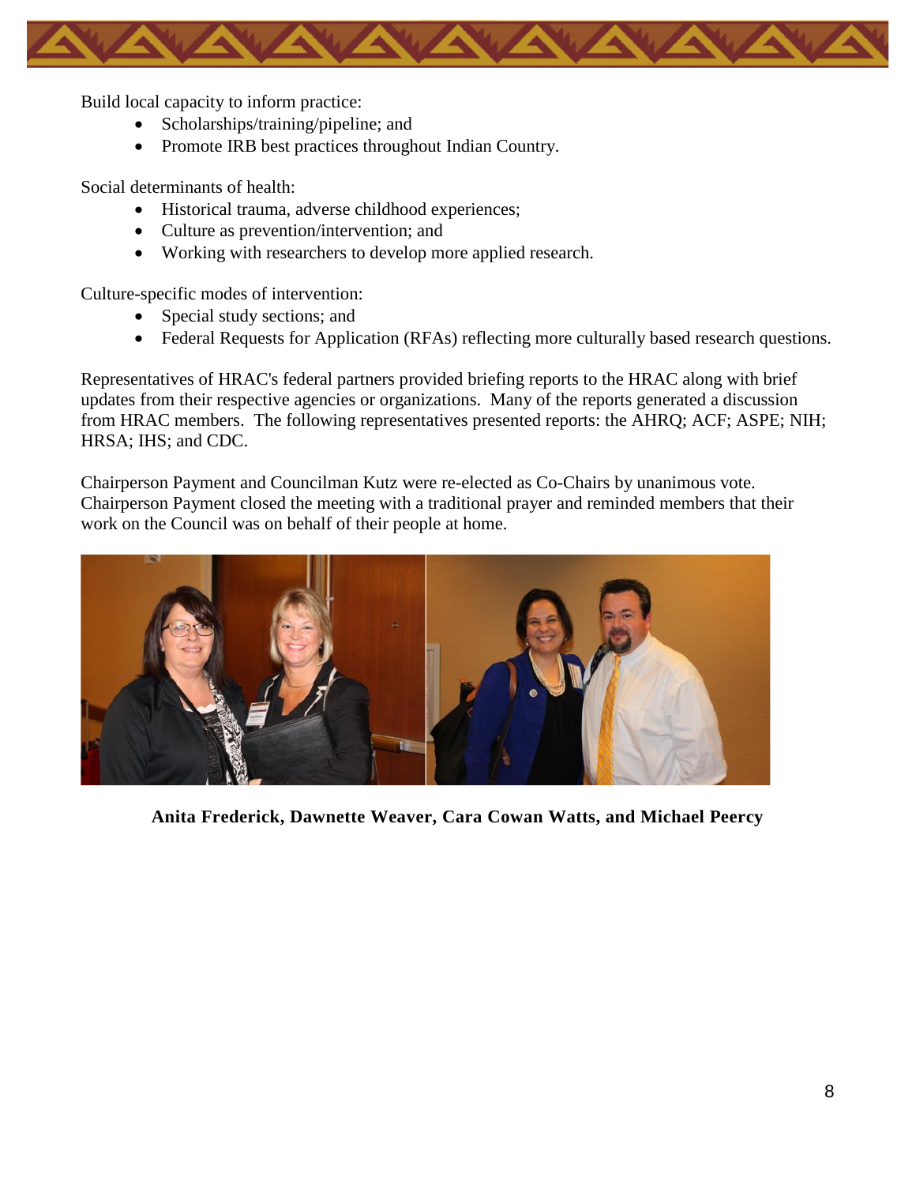Build local capacity to inform practice:

- Scholarships/training/pipeline; and
- Promote IRB best practices throughout Indian Country.

Social determinants of health:

- Historical trauma, adverse childhood experiences;
- Culture as prevention/intervention; and
- Working with researchers to develop more applied research.

Culture-specific modes of intervention:

- Special study sections; and
- Federal Requests for Application (RFAs) reflecting more culturally based research questions.

Representatives of HRAC's federal partners provided briefing reports to the HRAC along with brief updates from their respective agencies or organizations. Many of the reports generated a discussion from HRAC members. The following representatives presented reports: the AHRQ; ACF; ASPE; NIH; HRSA; IHS; and CDC.

Chairperson Payment and Councilman Kutz were re-elected as Co-Chairs by unanimous vote. Chairperson Payment closed the meeting with a traditional prayer and reminded members that their work on the Council was on behalf of their people at home.

**Anita Frederick, Dawnette Weaver, Cara Cowan Watts, and Michael Peercy**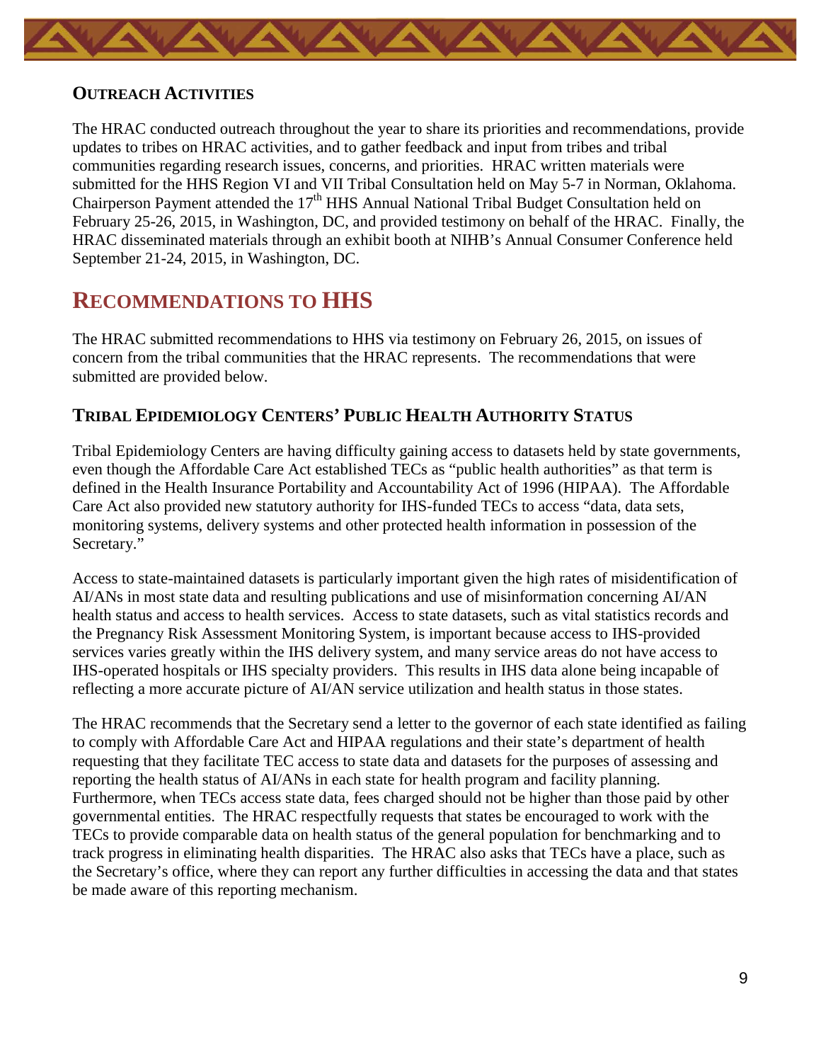### Outreach Activities

The HRAC conducted outreach throughout the year to share its priorities and recommendations, provide updates to tribes on HRAC activities, and to gather feedback and input from tribes and tribal communities regarding research issues, concerns, and priorities. HRAC written materials were submitted for the HHS Region VI and VII Tribal Consultation held on May 5-7 in Norman, Oklahoma. Chairperson Payment attended the 17th HHS Annual National Tribal Budget Consultation held on February 25-26, 2015, in Washington, DC, and provided testimony on behalf of the HRAC. Finally, the HRAC disseminated materials through an exhibit booth at NIHB's Annual Consumer Conference held September 21-24, 2015, in Washington, DC.

## Recommendations to HHS

The HRAC submitted recommendations to HHS via testimony on February 26, 2015, on issues of concern from the tribal communities that the HRAC represents. The recommendations that were submitted are provided below.

### Tribal Epidemiology Centers' Public Health Authority Status

Tribal Epidemiology Centers are having difficulty gaining access to datasets held by state governments, even though the Affordable Care Act established TECs as "public health authorities" as that term is defined in the Health Insurance Portability and Accountability Act of 1996 (HIPAA). The Affordable Care Act also provided new statutory authority for IHS-funded TECs to access "data, data sets, monitoring systems, delivery systems and other protected health information in possession of the Secretary."

Access to state-maintained datasets is particularly important given the high rates of misidentification of AI/ANs in most state data and resulting publications and use of misinformation concerning AI/AN health status and access to health services. Access to state datasets, such as vital statistics records and the Pregnancy Risk Assessment Monitoring System, is important because access to IHS-provided services varies greatly within the IHS delivery system, and many service areas do not have access to IHS-operated hospitals or IHS specialty providers. This results in IHS data alone being incapable of reflecting a more accurate picture of AI/AN service utilization and health status in those states.

The HRAC recommends that the Secretary send a letter to the governor of each state identified as failing to comply with Affordable Care Act and HIPAA regulations and their state's department of health requesting that they facilitate TEC access to state data and datasets for the purposes of assessing and reporting the health status of AI/ANs in each state for health program and facility planning. Furthermore, when TECs access state data, fees charged should not be higher than those paid by other governmental entities. The HRAC respectfully requests that states be encouraged to work with the TECs to provide comparable data on health status of the general population for benchmarking and to track progress in eliminating health disparities. The HRAC also asks that TECs have a place, such as the Secretary's office, where they can report any further difficulties in accessing the data and that states be made aware of this reporting mechanism.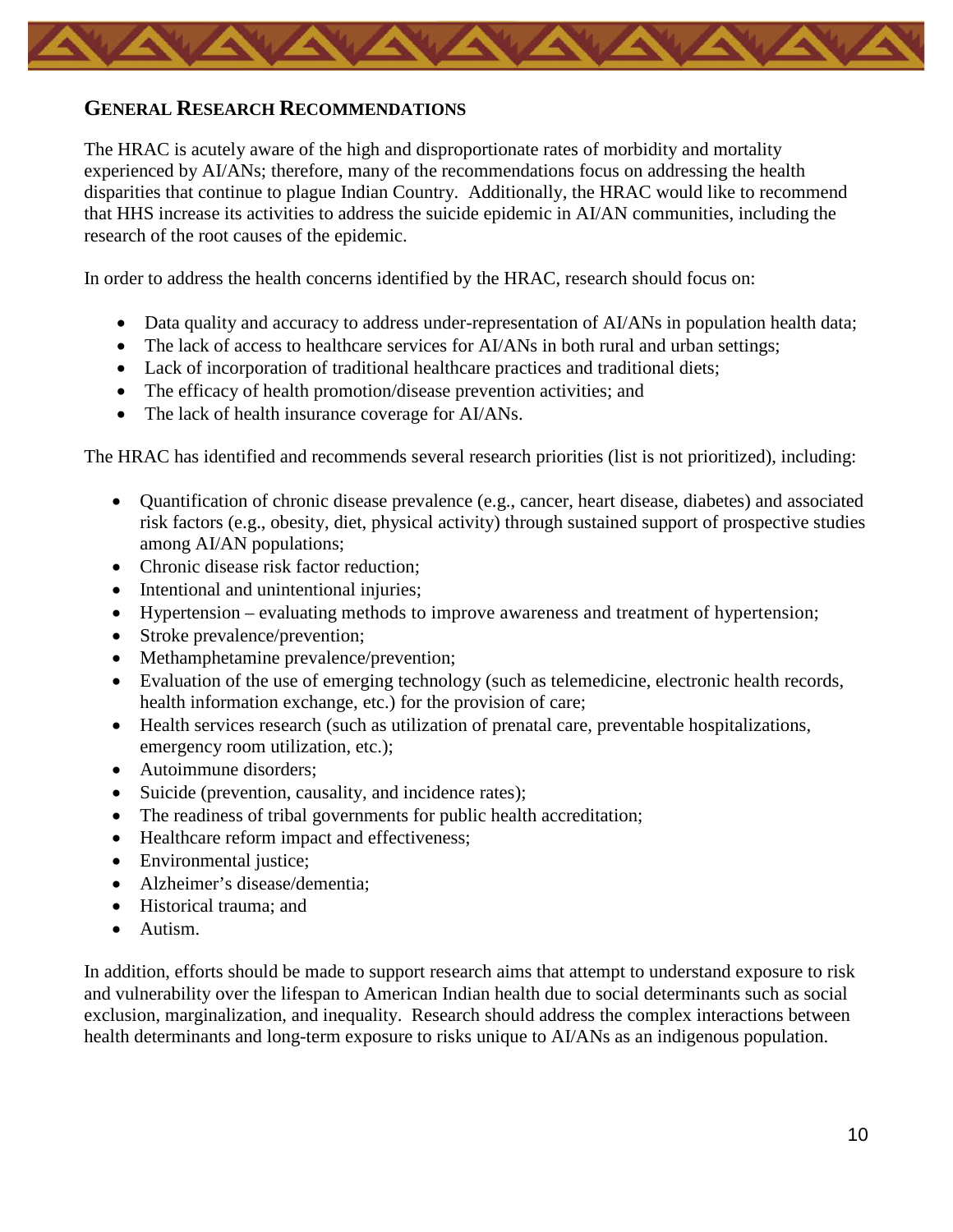## General Research Recommendations

The HRAC is acutely aware of the high and disproportionate rates of morbidity and mortality experienced by AI/ANs; therefore, many of the recommendations focus on addressing the health disparities that continue to plague Indian Country. Additionally, the HRAC would like to recommend that HHS increase its activities to address the suicide epidemic in AI/AN communities, including the research of the root causes of the epidemic.

In order to address the health concerns identified by the HRAC, research should focus on:

- Data quality and accuracy to address under-representation of AI/ANs in population health data;
- The lack of access to healthcare services for AI/ANs in both rural and urban settings;
- Lack of incorporation of traditional healthcare practices and traditional diets;
- The efficacy of health promotion/disease prevention activities; and
- The lack of health insurance coverage for AI/ANs.

The HRAC has identified and recommends several research priorities (list is not prioritized), including:

- Quantification of chronic disease prevalence (e.g., cancer, heart disease, diabetes) and associated risk factors (e.g., obesity, diet, physical activity) through sustained support of prospective studies among AI/AN populations;
- Chronic disease risk factor reduction;
- Intentional and unintentional injuries;
- Hypertension – evaluating methods to improve awareness and treatment of hypertension;
- Stroke prevalence/prevention;
- Methamphetamine prevalence/prevention;
- Evaluation of the use of emerging technology (such as telemedicine, electronic health records, health information exchange, etc.) for the provision of care;
- Health services research (such as utilization of prenatal care, preventable hospitalizations, emergency room utilization, etc.);
- Autoimmune disorders;
- Suicide (prevention, causality, and incidence rates);
- The readiness of tribal governments for public health accreditation;
- Healthcare reform impact and effectiveness;
- Environmental justice;
- Alzheimer's disease/dementia;
- Historical trauma; and
- Autism.

In addition, efforts should be made to support research aims that attempt to understand exposure to risk and vulnerability over the lifespan to American Indian health due to social determinants such as social exclusion, marginalization, and inequality. Research should address the complex interactions between health determinants and long-term exposure to risks unique to AI/ANs as an indigenous population.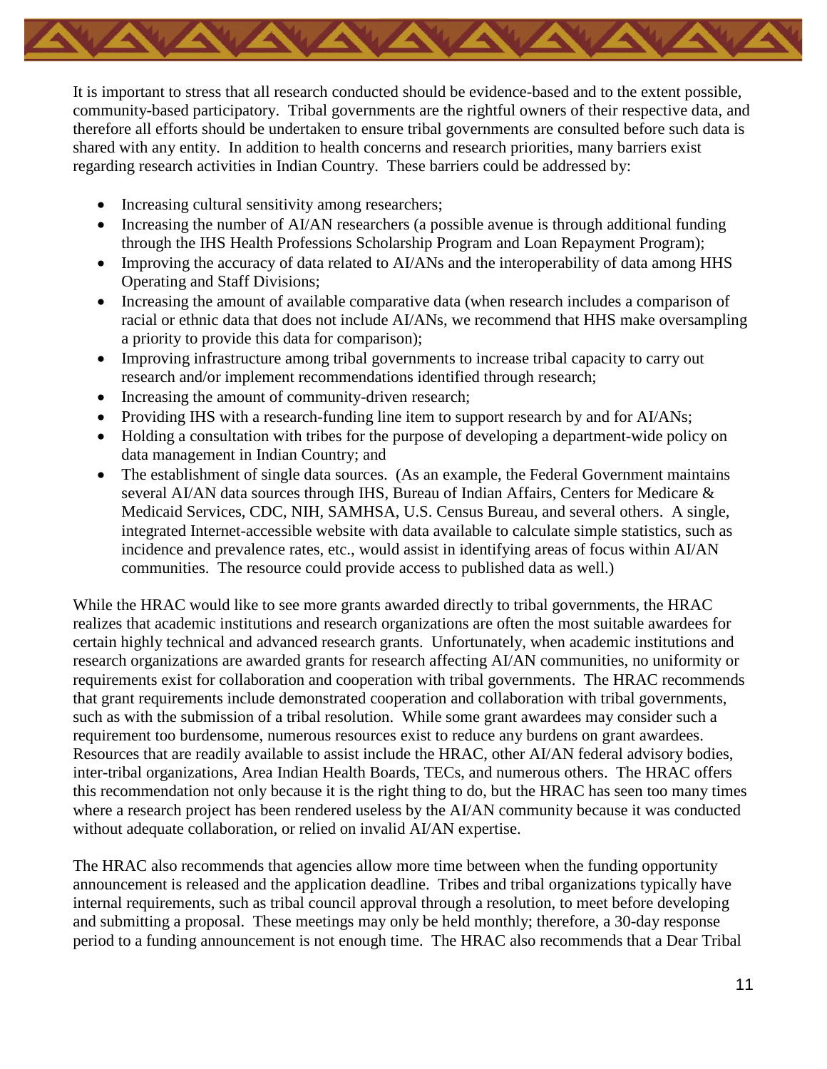It is important to stress that all research conducted should be evidence-based and to the extent possible, community-based participatory. Tribal governments are the rightful owners of their respective data, and therefore all efforts should be undertaken to ensure tribal governments are consulted before such data is shared with any entity. In addition to health concerns and research priorities, many barriers exist regarding research activities in Indian Country. These barriers could be addressed by:

- Increasing cultural sensitivity among researchers;
- Increasing the number of AI/AN researchers (a possible avenue is through additional funding through the IHS Health Professions Scholarship Program and Loan Repayment Program);
- Improving the accuracy of data related to AI/ANs and the interoperability of data among HHS Operating and Staff Divisions;
- Increasing the amount of available comparative data (when research includes a comparison of racial or ethnic data that does not include AI/ANs, we recommend that HHS make oversampling a priority to provide this data for comparison);
- Improving infrastructure among tribal governments to increase tribal capacity to carry out research and/or implement recommendations identified through research;
- Increasing the amount of community-driven research;
- Providing IHS with a research-funding line item to support research by and for AI/ANs;
- Holding a consultation with tribes for the purpose of developing a department-wide policy on data management in Indian Country; and
- The establishment of single data sources. (As an example, the Federal Government maintains several AI/AN data sources through IHS, Bureau of Indian Affairs, Centers for Medicare & Medicaid Services, CDC, NIH, SAMHSA, U.S. Census Bureau, and several others. A single, integrated Internet-accessible website with data available to calculate simple statistics, such as incidence and prevalence rates, etc., would assist in identifying areas of focus within AI/AN communities. The resource could provide access to published data as well.)

While the HRAC would like to see more grants awarded directly to tribal governments, the HRAC realizes that academic institutions and research organizations are often the most suitable awardees for certain highly technical and advanced research grants. Unfortunately, when academic institutions and research organizations are awarded grants for research affecting AI/AN communities, no uniformity or requirements exist for collaboration and cooperation with tribal governments. The HRAC recommends that grant requirements include demonstrated cooperation and collaboration with tribal governments, such as with the submission of a tribal resolution. While some grant awardees may consider such a requirement too burdensome, numerous resources exist to reduce any burdens on grant awardees. Resources that are readily available to assist include the HRAC, other AI/AN federal advisory bodies, inter-tribal organizations, Area Indian Health Boards, TECs, and numerous others. The HRAC offers this recommendation not only because it is the right thing to do, but the HRAC has seen too many times where a research project has been rendered useless by the AI/AN community because it was conducted without adequate collaboration, or relied on invalid AI/AN expertise.

The HRAC also recommends that agencies allow more time between when the funding opportunity announcement is released and the application deadline. Tribes and tribal organizations typically have internal requirements, such as tribal council approval through a resolution, to meet before developing and submitting a proposal. These meetings may only be held monthly; therefore, a 30-day response period to a funding announcement is not enough time. The HRAC also recommends that a Dear Tribal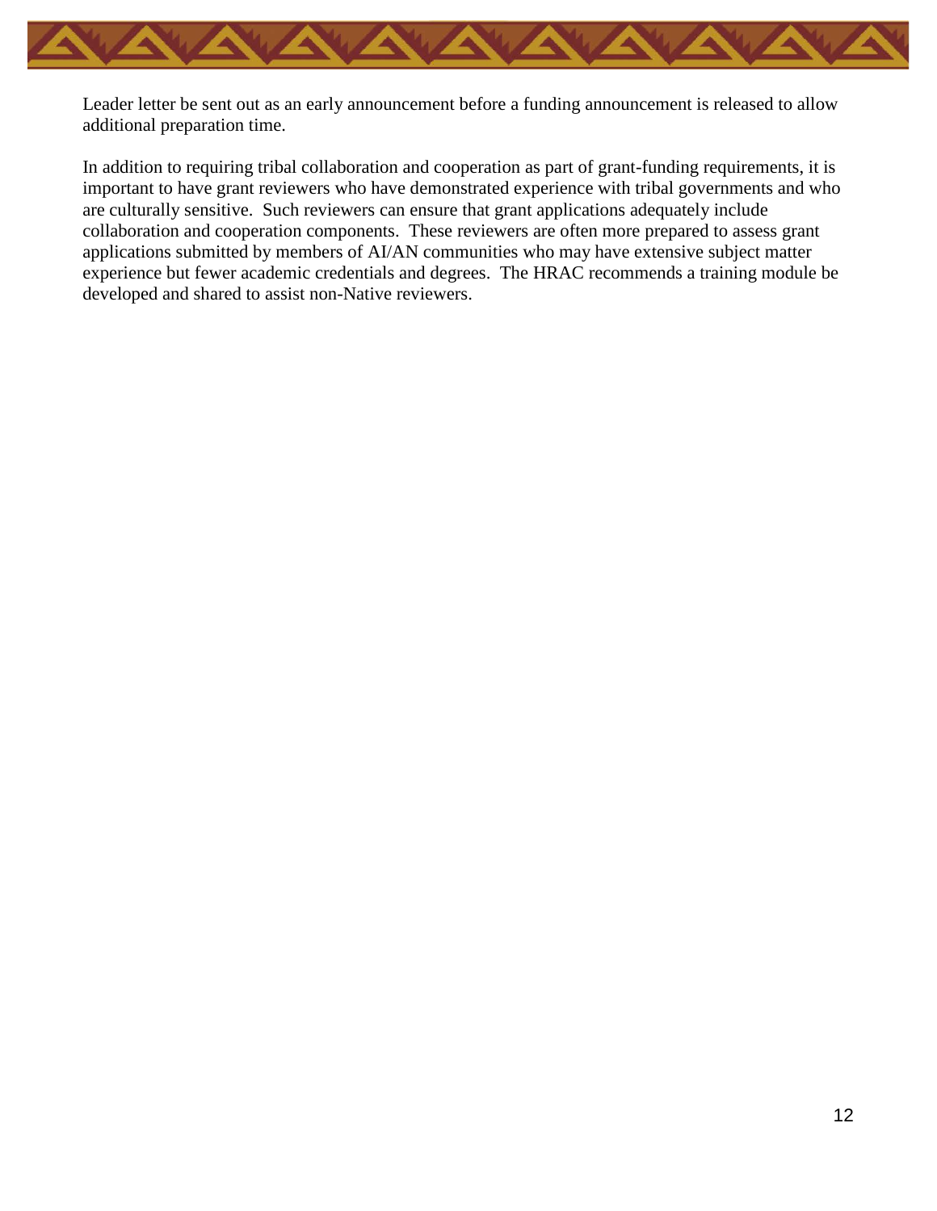Leader letter be sent out as an early announcement before a funding announcement is released to allow additional preparation time.

In addition to requiring tribal collaboration and cooperation as part of grant-funding requirements, it is important to have grant reviewers who have demonstrated experience with tribal governments and who are culturally sensitive.  Such reviewers can ensure that grant applications adequately include collaboration and cooperation components.  These reviewers are often more prepared to assess grant applications submitted by members of AI/AN communities who may have extensive subject matter experience but fewer academic credentials and degrees.  The HRAC recommends a training module be developed and shared to assist non-Native reviewers.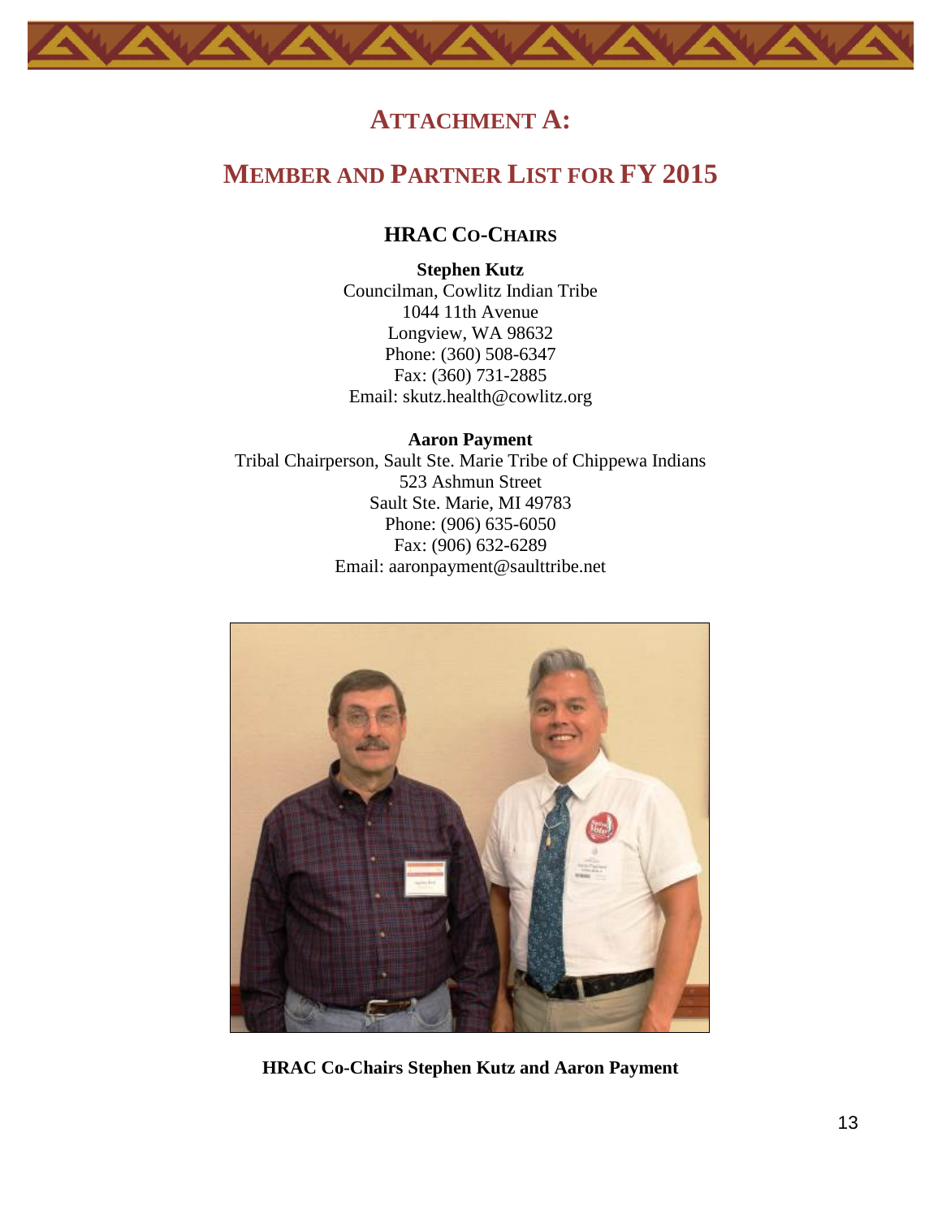# ATTACHMENT A:

# MEMBER AND PARTNER LIST FOR FY 2015

## HRAC CO-CHAIRS

**Stephen Kutz**
Councilman, Cowlitz Indian Tribe
1044 11th Avenue
Longview, WA 98632
Phone: (360) 508-6347
Fax: (360) 731-2885
Email: skutz.health@cowlitz.org

**Aaron Payment**
Tribal Chairperson, Sault Ste. Marie Tribe of Chippewa Indians
523 Ashmun Street
Sault Ste. Marie, MI 49783
Phone: (906) 635-6050
Fax: (906) 632-6289
Email: aaronpayment@saulttribe.net

**HRAC Co-Chairs Stephen Kutz and Aaron Payment**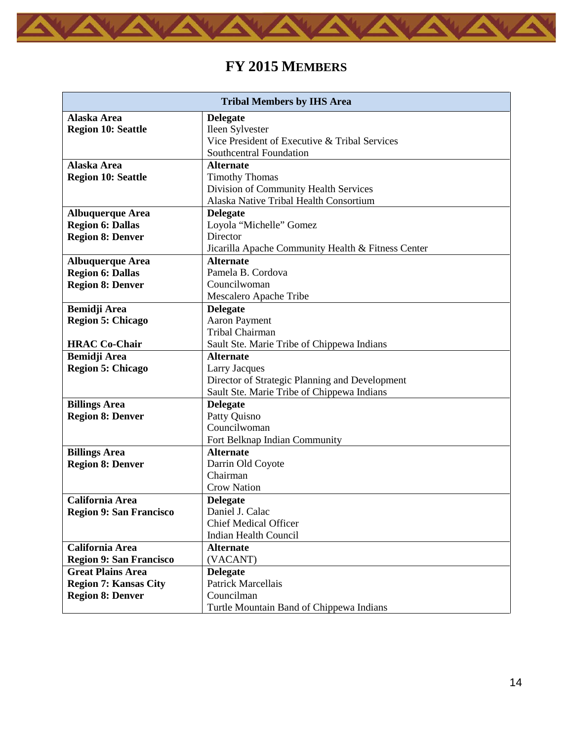# FY 2015 MEMBERS

| Tribal Members by IHS Area | |
|---|---|
| **Alaska Area**<br>**Region 10: Seattle** | **Delegate**<br>Ileen Sylvester<br>Vice President of Executive & Tribal Services<br>Southcentral Foundation |
| **Alaska Area**<br>**Region 10: Seattle** | **Alternate**<br>Timothy Thomas<br>Division of Community Health Services<br>Alaska Native Tribal Health Consortium |
| **Albuquerque Area**<br>**Region 6: Dallas**<br>**Region 8: Denver** | **Delegate**<br>Loyola "Michelle" Gomez<br>Director<br>Jicarilla Apache Community Health & Fitness Center |
| **Albuquerque Area**<br>**Region 6: Dallas**<br>**Region 8: Denver** | **Alternate**<br>Pamela B. Cordova<br>Councilwoman<br>Mescalero Apache Tribe |
| **Bemidji Area**<br>**Region 5: Chicago**<br><br>**HRAC Co-Chair** | **Delegate**<br>Aaron Payment<br>Tribal Chairman<br>Sault Ste. Marie Tribe of Chippewa Indians |
| **Bemidji Area**<br>**Region 5: Chicago** | **Alternate**<br>Larry Jacques<br>Director of Strategic Planning and Development<br>Sault Ste. Marie Tribe of Chippewa Indians |
| **Billings Area**<br>**Region 8: Denver** | **Delegate**<br>Patty Quisno<br>Councilwoman<br>Fort Belknap Indian Community |
| **Billings Area**<br>**Region 8: Denver** | **Alternate**<br>Darrin Old Coyote<br>Chairman<br>Crow Nation |
| **California Area**<br>**Region 9: San Francisco** | **Delegate**<br>Daniel J. Calac<br>Chief Medical Officer<br>Indian Health Council |
| **California Area**<br>**Region 9: San Francisco** | **Alternate**<br>(VACANT) |
| **Great Plains Area**<br>**Region 7: Kansas City**<br>**Region 8: Denver** | **Delegate**<br>Patrick Marcellais<br>Councilman<br>Turtle Mountain Band of Chippewa Indians |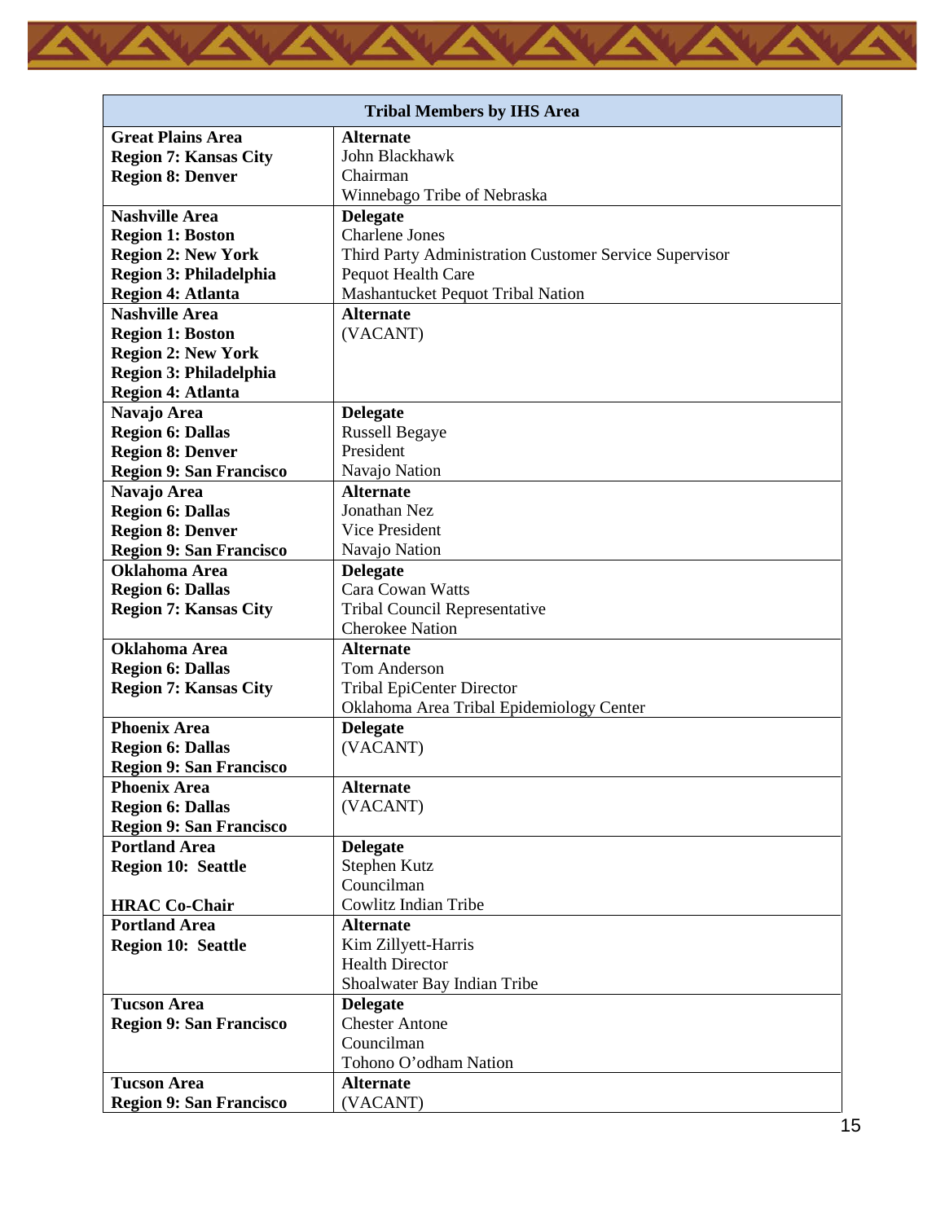| Tribal Members by IHS Area | |
|---|---|
| **Great Plains Area**<br>**Region 7: Kansas City**<br>**Region 8: Denver** | **Alternate**<br>John Blackhawk<br>Chairman<br>Winnebago Tribe of Nebraska |
| **Nashville Area**<br>**Region 1: Boston**<br>**Region 2: New York**<br>**Region 3: Philadelphia**<br>**Region 4: Atlanta** | **Delegate**<br>Charlene Jones<br>Third Party Administration Customer Service Supervisor<br>Pequot Health Care<br>Mashantucket Pequot Tribal Nation |
| **Nashville Area**<br>**Region 1: Boston**<br>**Region 2: New York**<br>**Region 3: Philadelphia**<br>**Region 4: Atlanta** | **Alternate**<br>(VACANT) |
| **Navajo Area**<br>**Region 6: Dallas**<br>**Region 8: Denver**<br>**Region 9: San Francisco** | **Delegate**<br>Russell Begaye<br>President<br>Navajo Nation |
| **Navajo Area**<br>**Region 6: Dallas**<br>**Region 8: Denver**<br>**Region 9: San Francisco** | **Alternate**<br>Jonathan Nez<br>Vice President<br>Navajo Nation |
| **Oklahoma Area**<br>**Region 6: Dallas**<br>**Region 7: Kansas City** | **Delegate**<br>Cara Cowan Watts<br>Tribal Council Representative<br>Cherokee Nation |
| **Oklahoma Area**<br>**Region 6: Dallas**<br>**Region 7: Kansas City** | **Alternate**<br>Tom Anderson<br>Tribal EpiCenter Director<br>Oklahoma Area Tribal Epidemiology Center |
| **Phoenix Area**<br>**Region 6: Dallas**<br>**Region 9: San Francisco** | **Delegate**<br>(VACANT) |
| **Phoenix Area**<br>**Region 6: Dallas**<br>**Region 9: San Francisco** | **Alternate**<br>(VACANT) |
| **Portland Area**<br>**Region 10: Seattle**<br><br>**HRAC Co-Chair** | **Delegate**<br>Stephen Kutz<br>Councilman<br>Cowlitz Indian Tribe |
| **Portland Area**<br>**Region 10: Seattle** | **Alternate**<br>Kim Zillyett-Harris<br>Health Director<br>Shoalwater Bay Indian Tribe |
| **Tucson Area**<br>**Region 9: San Francisco** | **Delegate**<br>Chester Antone<br>Councilman<br>Tohono O'odham Nation |
| **Tucson Area**<br>**Region 9: San Francisco** | **Alternate**<br>(VACANT) |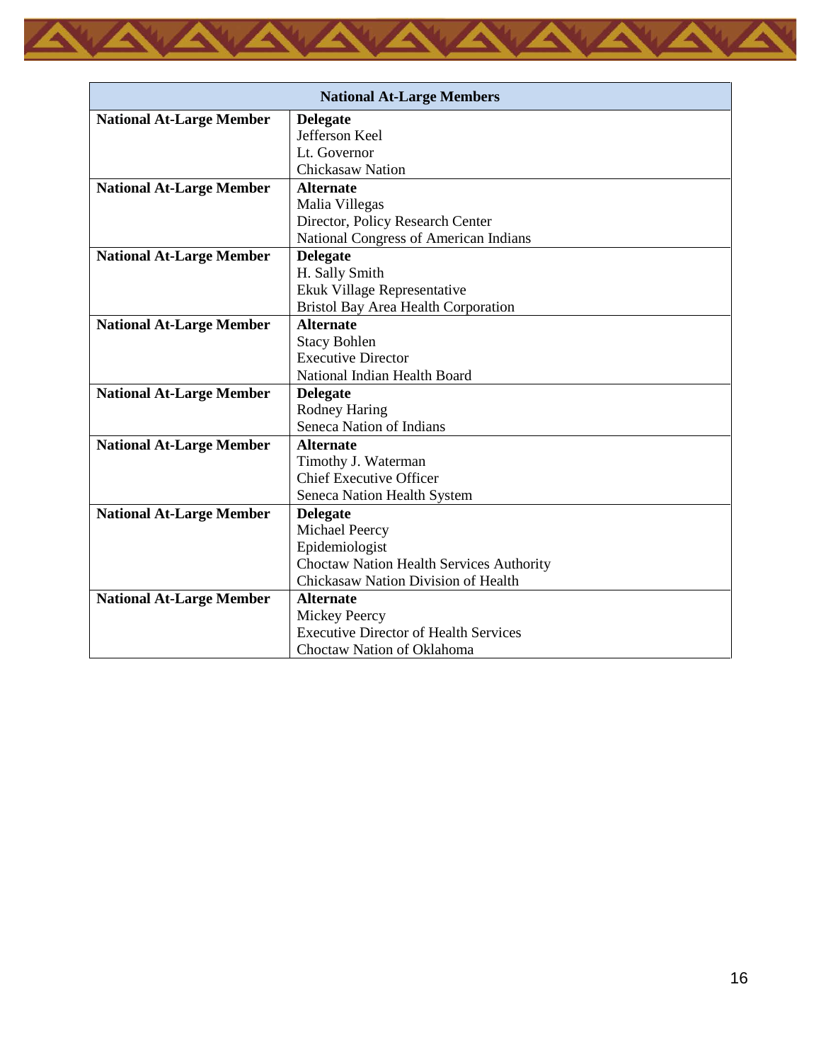| National At-Large Members | |
|---|---|
| **National At-Large Member** | **Delegate**<br>Jefferson Keel<br>Lt. Governor<br>Chickasaw Nation |
| **National At-Large Member** | **Alternate**<br>Malia Villegas<br>Director, Policy Research Center<br>National Congress of American Indians |
| **National At-Large Member** | **Delegate**<br>H. Sally Smith<br>Ekuk Village Representative<br>Bristol Bay Area Health Corporation |
| **National At-Large Member** | **Alternate**<br>Stacy Bohlen<br>Executive Director<br>National Indian Health Board |
| **National At-Large Member** | **Delegate**<br>Rodney Haring<br>Seneca Nation of Indians |
| **National At-Large Member** | **Alternate**<br>Timothy J. Waterman<br>Chief Executive Officer<br>Seneca Nation Health System |
| **National At-Large Member** | **Delegate**<br>Michael Peercy<br>Epidemiologist<br>Choctaw Nation Health Services Authority<br>Chickasaw Nation Division of Health |
| **National At-Large Member** | **Alternate**<br>Mickey Peercy<br>Executive Director of Health Services<br>Choctaw Nation of Oklahoma |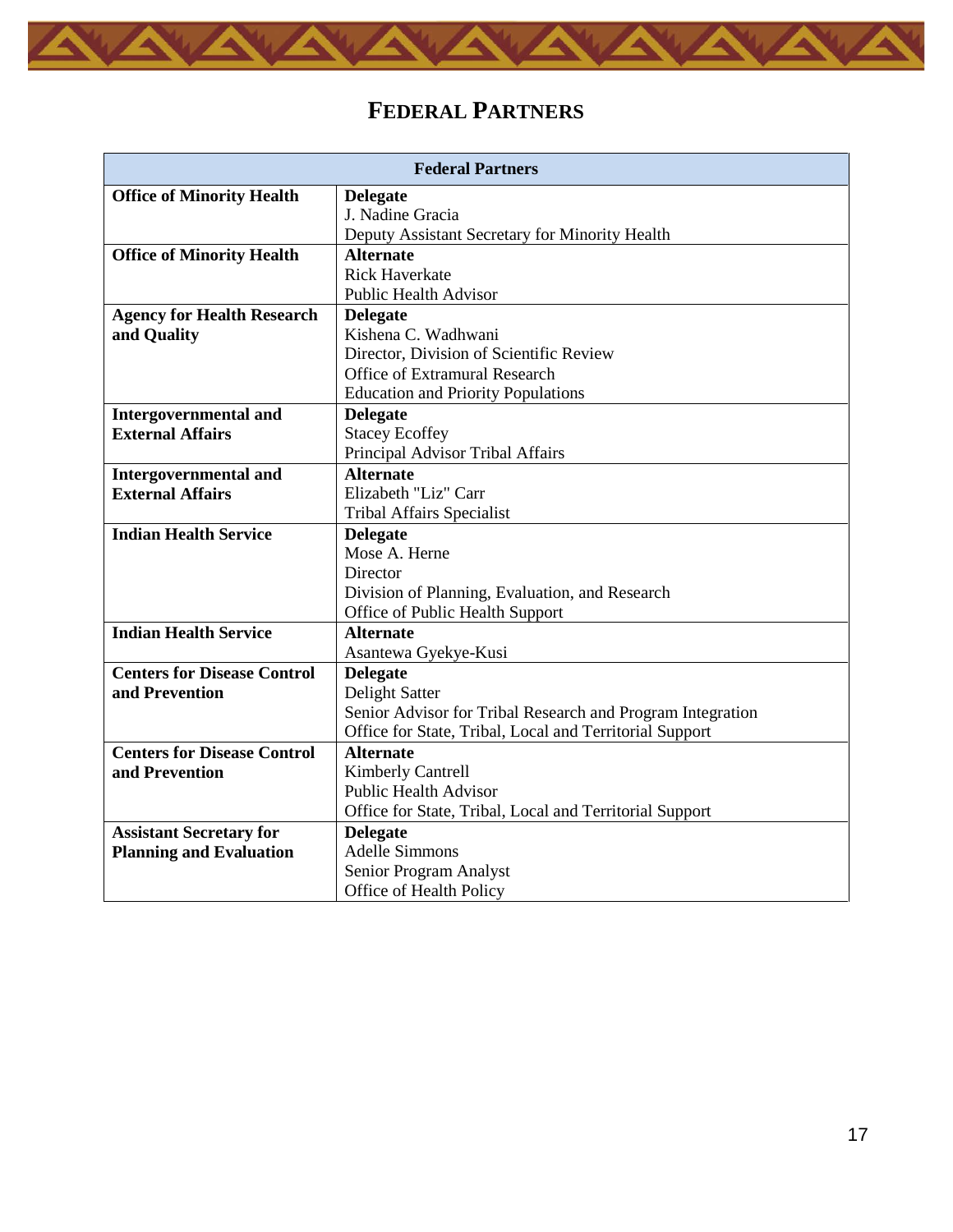# FEDERAL PARTNERS

| Federal Partners | |
|---|---|
| **Office of Minority Health** | **Delegate**<br>J. Nadine Gracia<br>Deputy Assistant Secretary for Minority Health |
| **Office of Minority Health** | **Alternate**<br>Rick Haverkate<br>Public Health Advisor |
| **Agency for Health Research and Quality** | **Delegate**<br>Kishena C. Wadhwani<br>Director, Division of Scientific Review<br>Office of Extramural Research<br>Education and Priority Populations |
| **Intergovernmental and External Affairs** | **Delegate**<br>Stacey Ecoffey<br>Principal Advisor Tribal Affairs |
| **Intergovernmental and External Affairs** | **Alternate**<br>Elizabeth "Liz" Carr<br>Tribal Affairs Specialist |
| **Indian Health Service** | **Delegate**<br>Mose A. Herne<br>Director<br>Division of Planning, Evaluation, and Research<br>Office of Public Health Support |
| **Indian Health Service** | **Alternate**<br>Asantewa Gyekye-Kusi |
| **Centers for Disease Control and Prevention** | **Delegate**<br>Delight Satter<br>Senior Advisor for Tribal Research and Program Integration<br>Office for State, Tribal, Local and Territorial Support |
| **Centers for Disease Control and Prevention** | **Alternate**<br>Kimberly Cantrell<br>Public Health Advisor<br>Office for State, Tribal, Local and Territorial Support |
| **Assistant Secretary for Planning and Evaluation** | **Delegate**<br>Adelle Simmons<br>Senior Program Analyst<br>Office of Health Policy |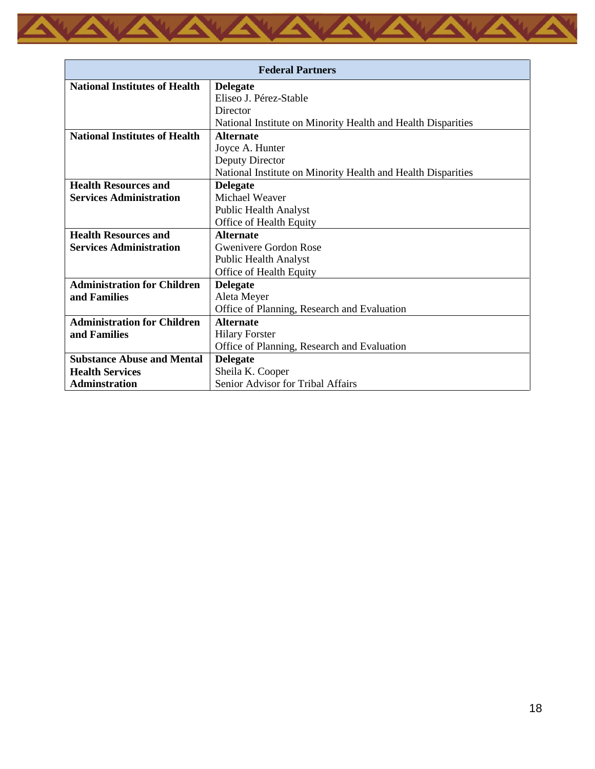| Federal Partners | |
|---|---|
| **National Institutes of Health** | **Delegate**<br>Eliseo J. Pérez-Stable<br>Director<br>National Institute on Minority Health and Health Disparities |
| **National Institutes of Health** | **Alternate**<br>Joyce A. Hunter<br>Deputy Director<br>National Institute on Minority Health and Health Disparities |
| **Health Resources and Services Administration** | **Delegate**<br>Michael Weaver<br>Public Health Analyst<br>Office of Health Equity |
| **Health Resources and Services Administration** | **Alternate**<br>Gwenivere Gordon Rose<br>Public Health Analyst<br>Office of Health Equity |
| **Administration for Children and Families** | **Delegate**<br>Aleta Meyer<br>Office of Planning, Research and Evaluation |
| **Administration for Children and Families** | **Alternate**<br>Hilary Forster<br>Office of Planning, Research and Evaluation |
| **Substance Abuse and Mental Health Services Adminstration** | **Delegate**<br>Sheila K. Cooper<br>Senior Advisor for Tribal Affairs |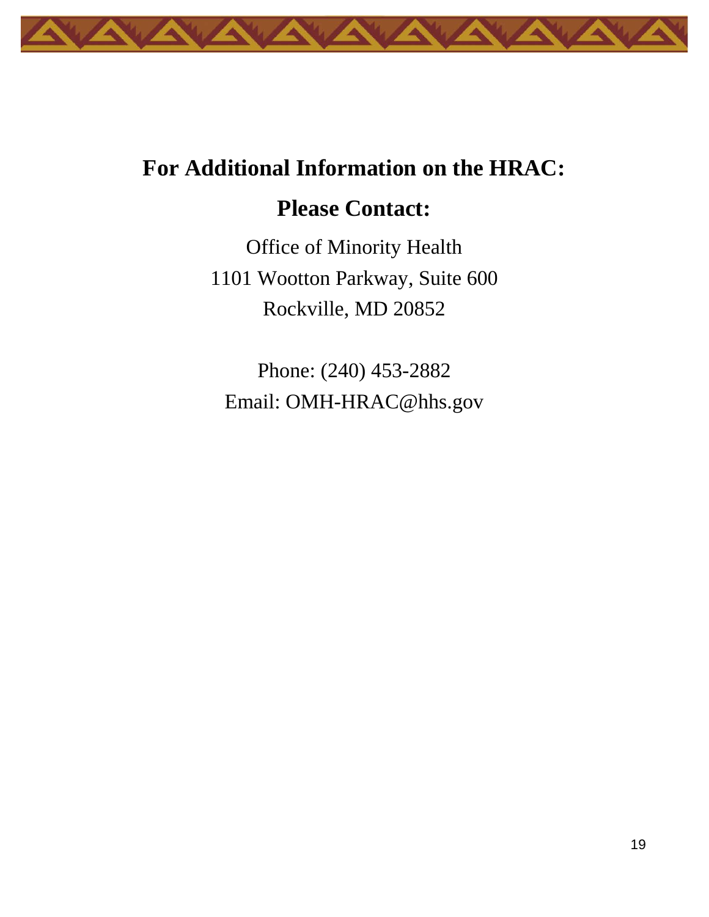## For Additional Information on the HRAC:

## Please Contact:

Office of Minority Health
1101 Wootton Parkway, Suite 600
Rockville, MD 20852

Phone: (240) 453-2882
Email: OMH-HRAC@hhs.gov